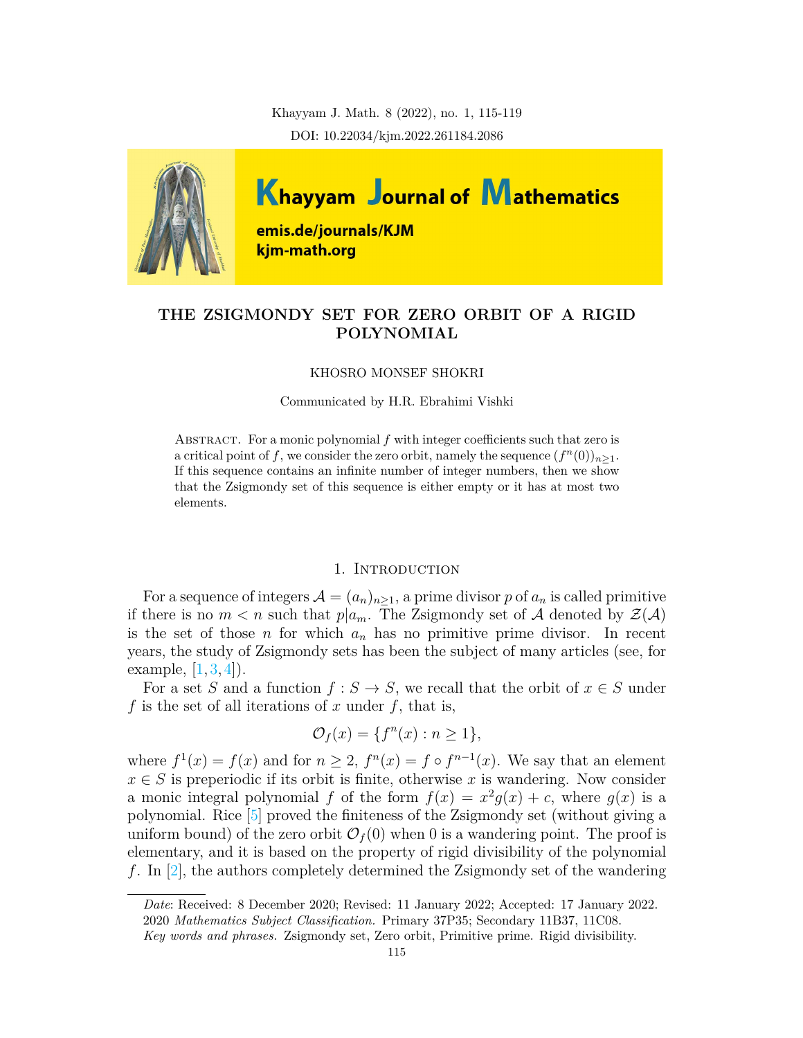# THE ZSIGMONDY SET FOR ZERO ORBIT OF A RIGID POLYNOMIAL

KHOSRO MONSEF SHOKRI

Communicated by H.R. Ebrahimi Vishki

Abstract. For a monic polynomial $f$ with integer coefficients such that zero is a critical point of $f$, we consider the zero orbit, namely the sequence $(f^n(0))_{n\geq 1}$. If this sequence contains an infinite number of integer numbers, then we show that the Zsigmondy set of this sequence is either empty or it has at most two elements.

## 1. Introduction

For a sequence of integers $\mathcal{A} = (a_n)_{n\geq 1}$, a prime divisor $p$ of $a_n$ is called primitive if there is no $m < n$ such that $p|a_m$. The Zsigmondy set of $\mathcal{A}$ denoted by $\mathcal{Z}(\mathcal{A})$ is the set of those $n$ for which $a_n$ has no primitive prime divisor. In recent years, the study of Zsigmondy sets has been the subject of many articles (see, for example, [1, 3, 4]).

For a set $S$ and a function $f : S \to S$, we recall that the orbit of $x \in S$ under $f$ is the set of all iterations of $x$ under $f$, that is,

$$\mathcal{O}_f(x) = \{f^n(x) : n \geq 1\},$$

where $f^1(x) = f(x)$ and for $n \geq 2$, $f^n(x) = f \circ f^{n-1}(x)$. We say that an element $x \in S$ is preperiodic if its orbit is finite, otherwise $x$ is wandering. Now consider a monic integral polynomial $f$ of the form $f(x) = x^2g(x) + c$, where $g(x)$ is a polynomial. Rice [5] proved the finiteness of the Zsigmondy set (without giving a uniform bound) of the zero orbit $\mathcal{O}_f(0)$ when 0 is a wandering point. The proof is elementary, and it is based on the property of rigid divisibility of the polynomial $f$. In [2], the authors completely determined the Zsigmondy set of the wandering

---

*Date*: Received: 8 December 2020; Revised: 11 January 2022; Accepted: 17 January 2022.

2020 *Mathematics Subject Classification.* Primary 37P35; Secondary 11B37, 11C08.

*Key words and phrases.* Zsigmondy set, Zero orbit, Primitive prime. Rigid divisibility.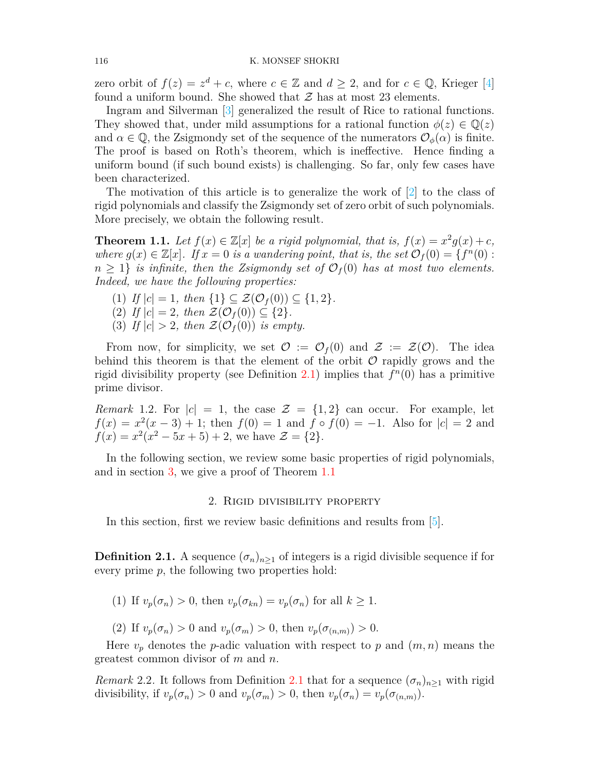zero orbit of $f(z) = z^d + c$, where $c \in \mathbb{Z}$ and $d \geq 2$, and for $c \in \mathbb{Q}$, Krieger [4] found a uniform bound. She showed that $\mathcal{Z}$ has at most 23 elements.

Ingram and Silverman [3] generalized the result of Rice to rational functions. They showed that, under mild assumptions for a rational function $\phi(z) \in \mathbb{Q}(z)$ and $\alpha \in \mathbb{Q}$, the Zsigmondy set of the sequence of the numerators $\mathcal{O}_\phi(\alpha)$ is finite. The proof is based on Roth's theorem, which is ineffective. Hence finding a uniform bound (if such bound exists) is challenging. So far, only few cases have been characterized.

The motivation of this article is to generalize the work of [2] to the class of rigid polynomials and classify the Zsigmondy set of zero orbit of such polynomials. More precisely, we obtain the following result.

**Theorem 1.1.** *Let $f(x) \in \mathbb{Z}[x]$ be a rigid polynomial, that is, $f(x) = x^2 g(x) + c$, where $g(x) \in \mathbb{Z}[x]$. If $x = 0$ is a wandering point, that is, the set $\mathcal{O}_f(0) = \{f^n(0) : n \geq 1\}$ is infinite, then the Zsigmondy set of $\mathcal{O}_f(0)$ has at most two elements. Indeed, we have the following properties:*

1. *If $|c| = 1$, then $\{1\} \subseteq \mathcal{Z}(\mathcal{O}_f(0)) \subseteq \{1, 2\}$.*
2. *If $|c| = 2$, then $\mathcal{Z}(\mathcal{O}_f(0)) \subseteq \{2\}$.*
3. *If $|c| > 2$, then $\mathcal{Z}(\mathcal{O}_f(0))$ is empty.*

From now, for simplicity, we set $\mathcal{O} := \mathcal{O}_f(0)$ and $\mathcal{Z} := \mathcal{Z}(\mathcal{O})$. The idea behind this theorem is that the element of the orbit $\mathcal{O}$ rapidly grows and the rigid divisibility property (see Definition 2.1) implies that $f^n(0)$ has a primitive prime divisor.

*Remark* 1.2. For $|c| = 1$, the case $\mathcal{Z} = \{1, 2\}$ can occur. For example, let $f(x) = x^2(x - 3) + 1$; then $f(0) = 1$ and $f \circ f(0) = -1$. Also for $|c| = 2$ and $f(x) = x^2(x^2 - 5x + 5) + 2$, we have $\mathcal{Z} = \{2\}$.

In the following section, we review some basic properties of rigid polynomials, and in section 3, we give a proof of Theorem 1.1

## 2. Rigid divisibility property

In this section, first we review basic definitions and results from [5].

**Definition 2.1.** A sequence $(\sigma_n)_{n \geq 1}$ of integers is a rigid divisible sequence if for every prime $p$, the following two properties hold:

1. If $v_p(\sigma_n) > 0$, then $v_p(\sigma_{kn}) = v_p(\sigma_n)$ for all $k \geq 1$.
2. If $v_p(\sigma_n) > 0$ and $v_p(\sigma_m) > 0$, then $v_p(\sigma_{(n,m)}) > 0$.

Here $v_p$ denotes the $p$-adic valuation with respect to $p$ and $(m, n)$ means the greatest common divisor of $m$ and $n$.

*Remark* 2.2. It follows from Definition 2.1 that for a sequence $(\sigma_n)_{n \geq 1}$ with rigid divisibility, if $v_p(\sigma_n) > 0$ and $v_p(\sigma_m) > 0$, then $v_p(\sigma_n) = v_p(\sigma_{(n,m)})$.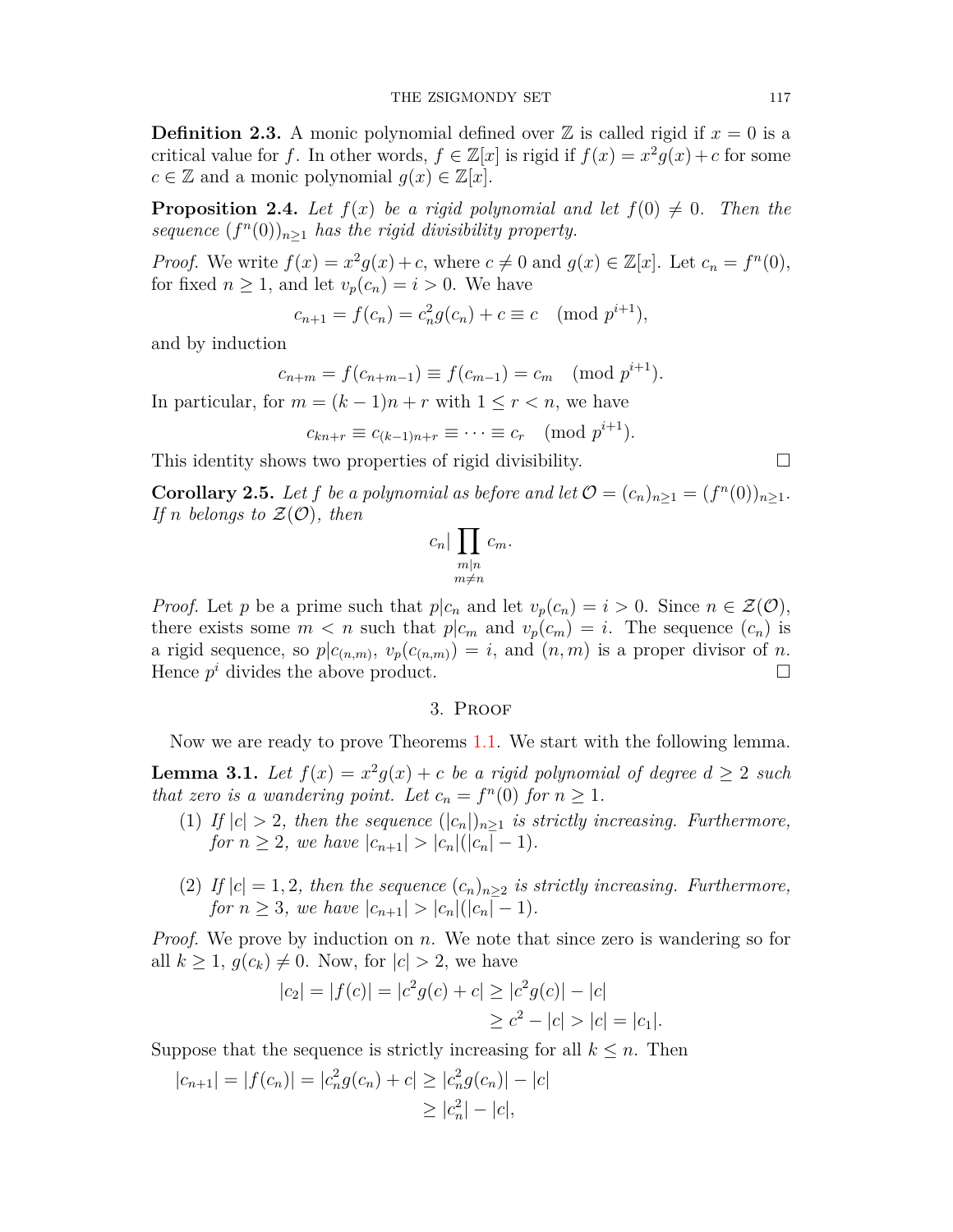**Definition 2.3.** A monic polynomial defined over $\mathbb{Z}$ is called rigid if $x = 0$ is a critical value for $f$. In other words, $f \in \mathbb{Z}[x]$ is rigid if $f(x) = x^2 g(x) + c$ for some $c \in \mathbb{Z}$ and a monic polynomial $g(x) \in \mathbb{Z}[x]$.

**Proposition 2.4.** *Let $f(x)$ be a rigid polynomial and let $f(0) \neq 0$. Then the sequence $(f^n(0))_{n\geq 1}$ has the rigid divisibility property.*

*Proof.* We write $f(x) = x^2 g(x) + c$, where $c \neq 0$ and $g(x) \in \mathbb{Z}[x]$. Let $c_n = f^n(0)$, for fixed $n \geq 1$, and let $v_p(c_n) = i > 0$. We have

$$c_{n+1} = f(c_n) = c_n^2 g(c_n) + c \equiv c \pmod{p^{i+1}},$$

and by induction

$$c_{n+m} = f(c_{n+m-1}) \equiv f(c_{m-1}) = c_m \pmod{p^{i+1}}.$$

In particular, for $m = (k-1)n + r$ with $1 \leq r < n$, we have

$$c_{kn+r} \equiv c_{(k-1)n+r} \equiv \cdots \equiv c_r \pmod{p^{i+1}}.$$

This identity shows two properties of rigid divisibility. $\square$

**Corollary 2.5.** *Let $f$ be a polynomial as before and let $\mathcal{O} = (c_n)_{n\geq 1} = (f^n(0))_{n\geq 1}$. If $n$ belongs to $\mathcal{Z}(\mathcal{O})$, then*

$$c_n | \prod_{\substack{m|n \\ m\neq n}} c_m.$$

*Proof.* Let $p$ be a prime such that $p|c_n$ and let $v_p(c_n) = i > 0$. Since $n \in \mathcal{Z}(\mathcal{O})$, there exists some $m < n$ such that $p|c_m$ and $v_p(c_m) = i$. The sequence $(c_n)$ is a rigid sequence, so $p|c_{(n,m)}$, $v_p(c_{(n,m)}) = i$, and $(n, m)$ is a proper divisor of $n$. Hence $p^i$ divides the above product. $\square$

## 3. Proof

Now we are ready to prove Theorems 1.1. We start with the following lemma.

**Lemma 3.1.** *Let $f(x) = x^2 g(x) + c$ be a rigid polynomial of degree $d \geq 2$ such that zero is a wandering point. Let $c_n = f^n(0)$ for $n \geq 1$.*

1. *If $|c| > 2$, then the sequence $(|c_n|)_{n\geq 1}$ is strictly increasing. Furthermore, for $n \geq 2$, we have $|c_{n+1}| > |c_n|(|c_n| - 1)$.*
2. *If $|c| = 1, 2$, then the sequence $(c_n)_{n\geq 2}$ is strictly increasing. Furthermore, for $n \geq 3$, we have $|c_{n+1}| > |c_n|(|c_n| - 1)$.*

*Proof.* We prove by induction on $n$. We note that since zero is wandering so for all $k \geq 1$, $g(c_k) \neq 0$. Now, for $|c| > 2$, we have

$$\begin{aligned} |c_2| = |f(c)| = |c^2 g(c) + c| &\geq |c^2 g(c)| - |c| \\ &\geq c^2 - |c| > |c| = |c_1|. \end{aligned}$$

Suppose that the sequence is strictly increasing for all $k \leq n$. Then

$$\begin{aligned} |c_{n+1}| = |f(c_n)| = |c_n^2 g(c_n) + c| &\geq |c_n^2 g(c_n)| - |c| \\ &\geq |c_n^2| - |c|, \end{aligned}$$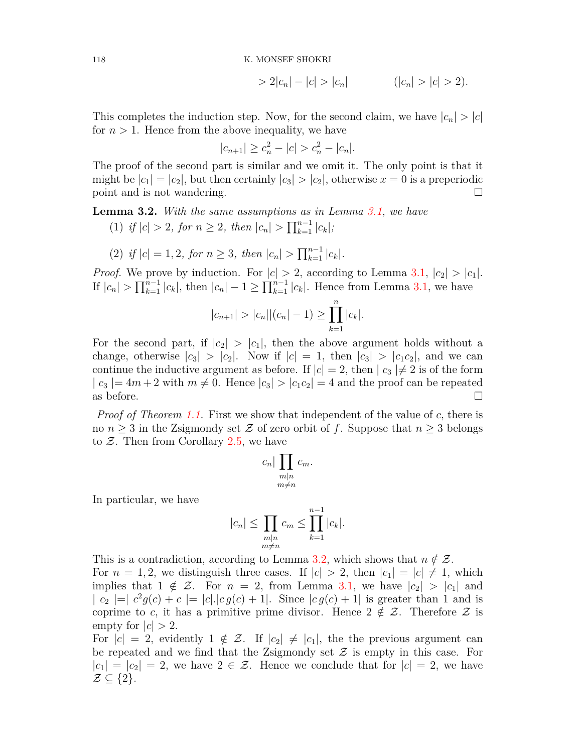$$> 2|c_n| - |c| > |c_n| \qquad\qquad (|c_n| > |c| > 2).$$

This completes the induction step. Now, for the second claim, we have $|c_n| > |c|$ for $n > 1$. Hence from the above inequality, we have

$$|c_{n+1}| \geq c_n^2 - |c| > c_n^2 - |c_n|.$$

The proof of the second part is similar and we omit it. The only point is that it might be $|c_1| = |c_2|$, but then certainly $|c_3| > |c_2|$, otherwise $x = 0$ is a preperiodic point and is not wandering. □

**Lemma 3.2.** *With the same assumptions as in Lemma 3.1, we have*

1. *if $|c| > 2$, for $n \geq 2$, then $|c_n| > \prod_{k=1}^{n-1} |c_k|$;*
2. *if $|c| = 1, 2$, for $n \geq 3$, then $|c_n| > \prod_{k=1}^{n-1} |c_k|$.*

*Proof.* We prove by induction. For $|c| > 2$, according to Lemma 3.1, $|c_2| > |c_1|$. If $|c_n| > \prod_{k=1}^{n-1} |c_k|$, then $|c_n| - 1 \geq \prod_{k=1}^{n-1} |c_k|$. Hence from Lemma 3.1, we have

$$|c_{n+1}| > |c_n|(|c_n| - 1) \geq \prod_{k=1}^{n} |c_k|.$$

For the second part, if $|c_2| > |c_1|$, then the above argument holds without a change, otherwise $|c_3| > |c_2|$. Now if $|c| = 1$, then $|c_3| > |c_1 c_2|$, and we can continue the inductive argument as before. If $|c| = 2$, then $|c_3| \neq 2$ is of the form $|c_3| = 4m + 2$ with $m \neq 0$. Hence $|c_3| > |c_1 c_2| = 4$ and the proof can be repeated as before. □

*Proof of Theorem 1.1.* First we show that independent of the value of $c$, there is no $n \geq 3$ in the Zsigmondy set $\mathcal{Z}$ of zero orbit of $f$. Suppose that $n \geq 3$ belongs to $\mathcal{Z}$. Then from Corollary 2.5, we have

$$c_n | \prod_{\substack{m|n \\ m \neq n}} c_m.$$

In particular, we have

$$|c_n| \leq \prod_{\substack{m|n \\ m \neq n}} c_m \leq \prod_{k=1}^{n-1} |c_k|.$$

This is a contradiction, according to Lemma 3.2, which shows that $n \notin \mathcal{Z}$.
For $n = 1, 2$, we distinguish three cases. If $|c| > 2$, then $|c_1| = |c| \neq 1$, which implies that $1 \notin \mathcal{Z}$. For $n = 2$, from Lemma 3.1, we have $|c_2| > |c_1|$ and $|c_2| = |c^2 g(c) + c| = |c|.|c\, g(c) + 1|$. Since $|c\, g(c) + 1|$ is greater than 1 and is coprime to $c$, it has a primitive prime divisor. Hence $2 \notin \mathcal{Z}$. Therefore $\mathcal{Z}$ is empty for $|c| > 2$.
For $|c| = 2$, evidently $1 \notin \mathcal{Z}$. If $|c_2| \neq |c_1|$, the the previous argument can be repeated and we find that the Zsigmondy set $\mathcal{Z}$ is empty in this case. For $|c_1| = |c_2| = 2$, we have $2 \in \mathcal{Z}$. Hence we conclude that for $|c| = 2$, we have $\mathcal{Z} \subseteq \{2\}$.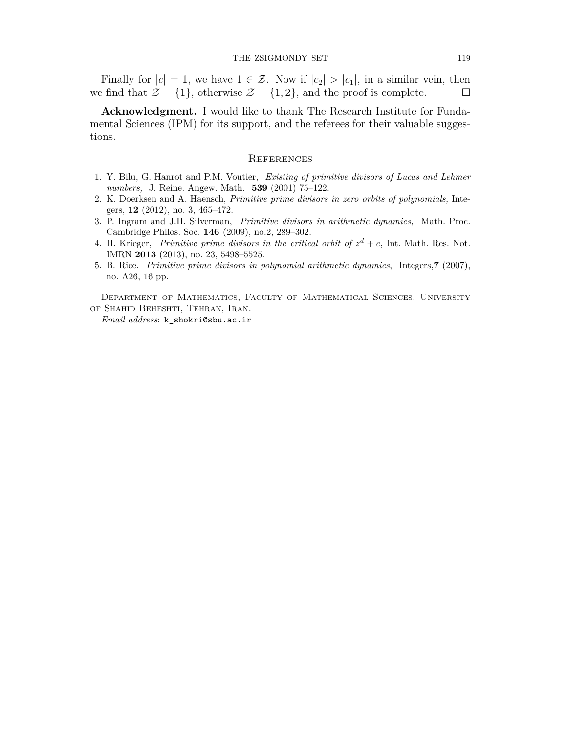Finally for $|c| = 1$, we have $1 \in \mathcal{Z}$. Now if $|c_2| > |c_1|$, in a similar vein, then we find that $\mathcal{Z} = \{1\}$, otherwise $\mathcal{Z} = \{1, 2\}$, and the proof is complete. $\square$

**Acknowledgment.** I would like to thank The Research Institute for Fundamental Sciences (IPM) for its support, and the referees for their valuable suggestions.

## References

1. Y. Bilu, G. Hanrot and P.M. Voutier, *Existing of primitive divisors of Lucas and Lehmer numbers,* J. Reine. Angew. Math. **539** (2001) 75–122.
2. K. Doerksen and A. Haensch, *Primitive prime divisors in zero orbits of polynomials,* Integers, **12** (2012), no. 3, 465–472.
3. P. Ingram and J.H. Silverman, *Primitive divisors in arithmetic dynamics,* Math. Proc. Cambridge Philos. Soc. **146** (2009), no.2, 289–302.
4. H. Krieger, *Primitive prime divisors in the critical orbit of $z^d + c$*, Int. Math. Res. Not. IMRN **2013** (2013), no. 23, 5498–5525.
5. B. Rice. *Primitive prime divisors in polynomial arithmetic dynamics*, Integers,**7** (2007), no. A26, 16 pp.

Department of Mathematics, Faculty of Mathematical Sciences, University of Shahid Beheshti, Tehran, Iran.

*Email address*: `k_shokri@sbu.ac.ir`